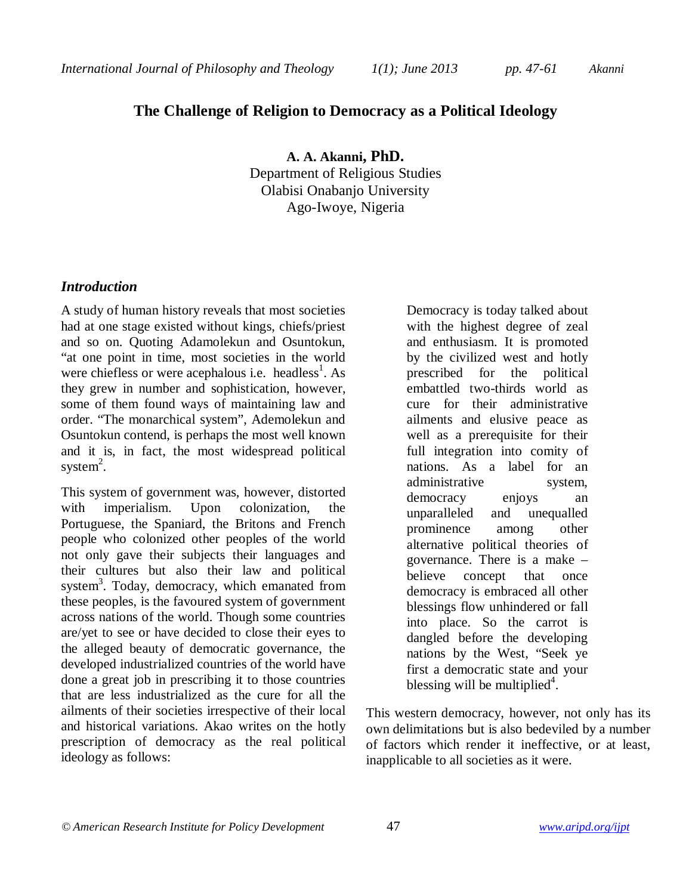# The Challenge of Religion to Democracy as a Political Ideology

**A. A. Akanni, PhD.**
Department of Religious Studies
Olabisi Onabanjo University
Ago-Iwoye, Nigeria

## *Introduction*

A study of human history reveals that most societies had at one stage existed without kings, chiefs/priest and so on. Quoting Adamolekun and Osuntokun, "at one point in time, most societies in the world were chiefless or were acephalous i.e. headless[1]. As they grew in number and sophistication, however, some of them found ways of maintaining law and order. "The monarchical system", Ademolekun and Osuntokun contend, is perhaps the most well known and it is, in fact, the most widespread political system[2].

This system of government was, however, distorted with imperialism. Upon colonization, the Portuguese, the Spaniard, the Britons and French people who colonized other peoples of the world not only gave their subjects their languages and their cultures but also their law and political system[3]. Today, democracy, which emanated from these peoples, is the favoured system of government across nations of the world. Though some countries are/yet to see or have decided to close their eyes to the alleged beauty of democratic governance, the developed industrialized countries of the world have done a great job in prescribing it to those countries that are less industrialized as the cure for all the ailments of their societies irrespective of their local and historical variations. Akao writes on the hotly prescription of democracy as the real political ideology as follows:

> Democracy is today talked about with the highest degree of zeal and enthusiasm. It is promoted by the civilized west and hotly prescribed for the political embattled two-thirds world as cure for their administrative ailments and elusive peace as well as a prerequisite for their full integration into comity of nations. As a label for an administrative system, democracy enjoys an unparalleled and unequalled prominence among other alternative political theories of governance. There is a make – believe concept that once democracy is embraced all other blessings flow unhindered or fall into place. So the carrot is dangled before the developing nations by the West, "Seek ye first a democratic state and your blessing will be multiplied[4].

This western democracy, however, not only has its own delimitations but is also bedeviled by a number of factors which render it ineffective, or at least, inapplicable to all societies as it were.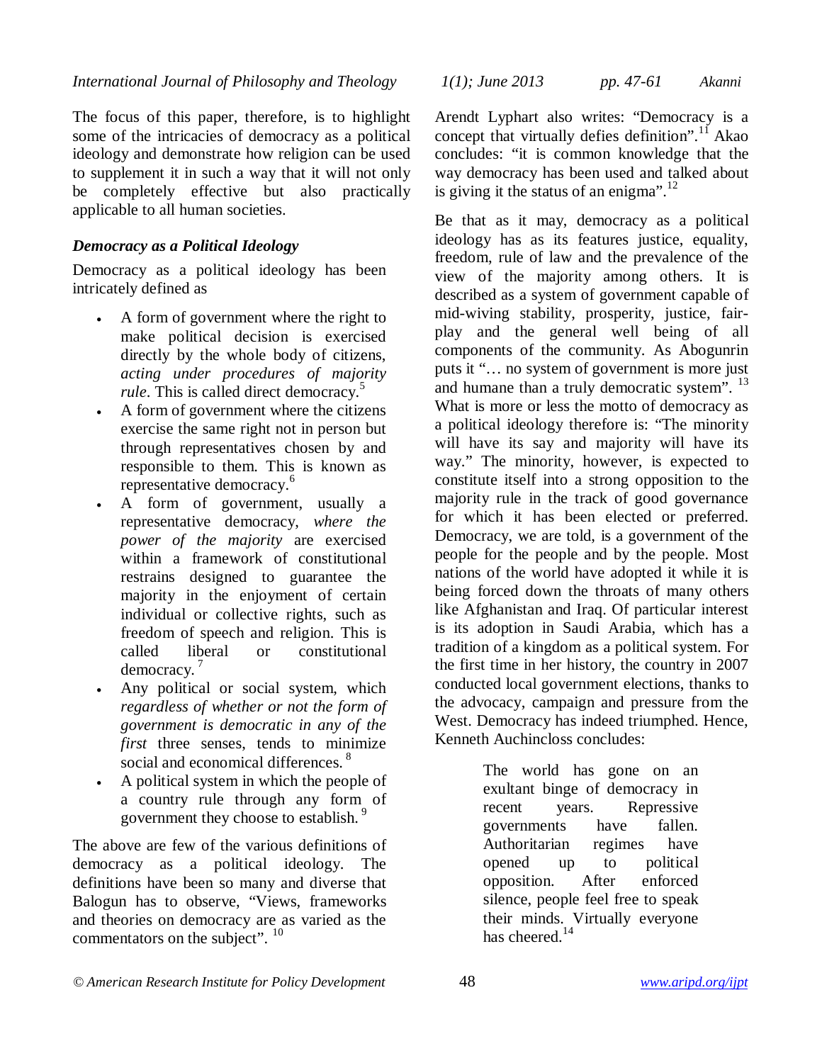The focus of this paper, therefore, is to highlight some of the intricacies of democracy as a political ideology and demonstrate how religion can be used to supplement it in such a way that it will not only be completely effective but also practically applicable to all human societies.

### *Democracy as a Political Ideology*

Democracy as a political ideology has been intricately defined as

- A form of government where the right to make political decision is exercised directly by the whole body of citizens, *acting under procedures of majority rule*. This is called direct democracy.[5]
- A form of government where the citizens exercise the same right not in person but through representatives chosen by and responsible to them. This is known as representative democracy.[6]
- A form of government, usually a representative democracy, *where the power of the majority* are exercised within a framework of constitutional restrains designed to guarantee the majority in the enjoyment of certain individual or collective rights, such as freedom of speech and religion. This is called liberal or constitutional democracy.[7]
- Any political or social system, which *regardless of whether or not the form of government is democratic in any of the first* three senses, tends to minimize social and economical differences.[8]
- A political system in which the people of a country rule through any form of government they choose to establish.[9]

The above are few of the various definitions of democracy as a political ideology. The definitions have been so many and diverse that Balogun has to observe, "Views, frameworks and theories on democracy are as varied as the commentators on the subject".[10] Arendt Lyphart also writes: "Democracy is a concept that virtually defies definition".[11] Akao concludes: "it is common knowledge that the way democracy has been used and talked about is giving it the status of an enigma".[12]

Be that as it may, democracy as a political ideology has as its features justice, equality, freedom, rule of law and the prevalence of the view of the majority among others. It is described as a system of government capable of mid-wiving stability, prosperity, justice, fair-play and the general well being of all components of the community. As Abogunrin puts it "… no system of government is more just and humane than a truly democratic system".[13] What is more or less the motto of democracy as a political ideology therefore is: "The minority will have its say and majority will have its way." The minority, however, is expected to constitute itself into a strong opposition to the majority rule in the track of good governance for which it has been elected or preferred. Democracy, we are told, is a government of the people for the people and by the people. Most nations of the world have adopted it while it is being forced down the throats of many others like Afghanistan and Iraq. Of particular interest is its adoption in Saudi Arabia, which has a tradition of a kingdom as a political system. For the first time in her history, the country in 2007 conducted local government elections, thanks to the advocacy, campaign and pressure from the West. Democracy has indeed triumphed. Hence, Kenneth Auchincloss concludes:

> The world has gone on an exultant binge of democracy in recent years. Repressive governments have fallen. Authoritarian regimes have opened up to political opposition. After enforced silence, people feel free to speak their minds. Virtually everyone has cheered.[14]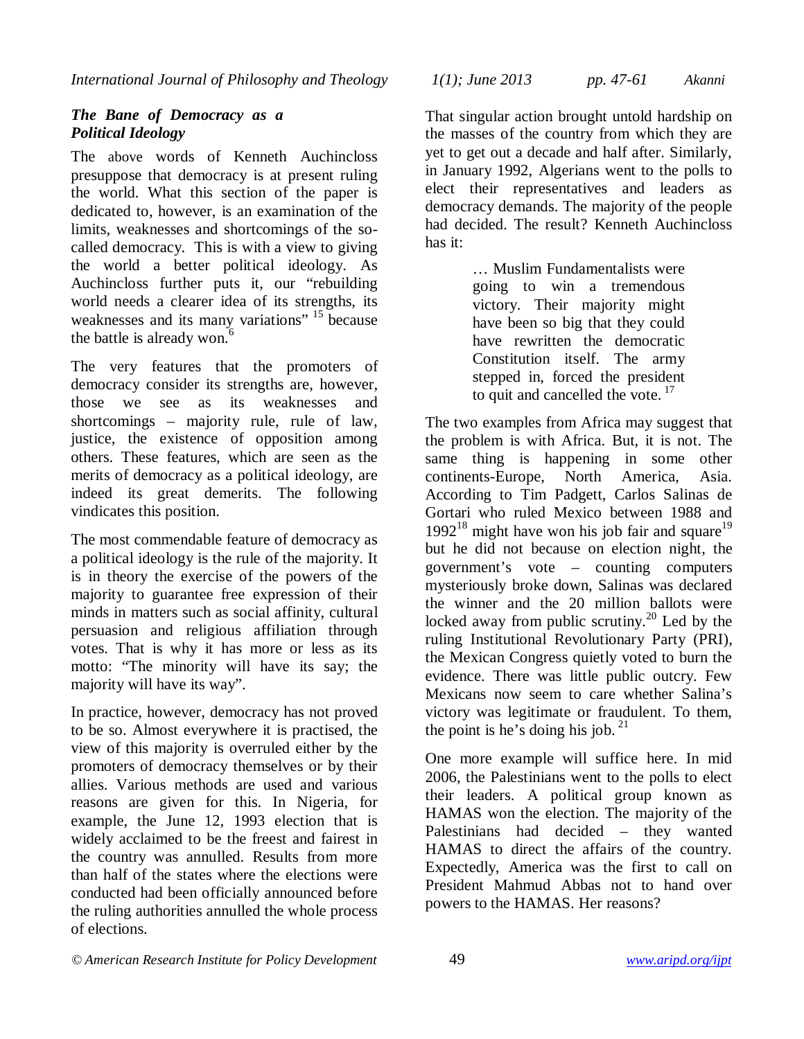### *The Bane of Democracy as a Political Ideology*

The above words of Kenneth Auchincloss presuppose that democracy is at present ruling the world. What this section of the paper is dedicated to, however, is an examination of the limits, weaknesses and shortcomings of the so-called democracy. This is with a view to giving the world a better political ideology. As Auchincloss further puts it, our "rebuilding world needs a clearer idea of its strengths, its weaknesses and its many variations" [15] because the battle is already won.[6]

The very features that the promoters of democracy consider its strengths are, however, those we see as its weaknesses and shortcomings – majority rule, rule of law, justice, the existence of opposition among others. These features, which are seen as the merits of democracy as a political ideology, are indeed its great demerits. The following vindicates this position.

The most commendable feature of democracy as a political ideology is the rule of the majority. It is in theory the exercise of the powers of the majority to guarantee free expression of their minds in matters such as social affinity, cultural persuasion and religious affiliation through votes. That is why it has more or less as its motto: "The minority will have its say; the majority will have its way".

In practice, however, democracy has not proved to be so. Almost everywhere it is practised, the view of this majority is overruled either by the promoters of democracy themselves or by their allies. Various methods are used and various reasons are given for this. In Nigeria, for example, the June 12, 1993 election that is widely acclaimed to be the freest and fairest in the country was annulled. Results from more than half of the states where the elections were conducted had been officially announced before the ruling authorities annulled the whole process of elections.

That singular action brought untold hardship on the masses of the country from which they are yet to get out a decade and half after. Similarly, in January 1992, Algerians went to the polls to elect their representatives and leaders as democracy demands. The majority of the people had decided. The result? Kenneth Auchincloss has it:

> … Muslim Fundamentalists were going to win a tremendous victory. Their majority might have been so big that they could have rewritten the democratic Constitution itself. The army stepped in, forced the president to quit and cancelled the vote. [17]

The two examples from Africa may suggest that the problem is with Africa. But, it is not. The same thing is happening in some other continents-Europe, North America, Asia. According to Tim Padgett, Carlos Salinas de Gortari who ruled Mexico between 1988 and 1992[18] might have won his job fair and square[19] but he did not because on election night, the government's vote – counting computers mysteriously broke down, Salinas was declared the winner and the 20 million ballots were locked away from public scrutiny.[20] Led by the ruling Institutional Revolutionary Party (PRI), the Mexican Congress quietly voted to burn the evidence. There was little public outcry. Few Mexicans now seem to care whether Salina's victory was legitimate or fraudulent. To them, the point is he's doing his job. [21]

One more example will suffice here. In mid 2006, the Palestinians went to the polls to elect their leaders. A political group known as HAMAS won the election. The majority of the Palestinians had decided – they wanted HAMAS to direct the affairs of the country. Expectedly, America was the first to call on President Mahmud Abbas not to hand over powers to the HAMAS. Her reasons?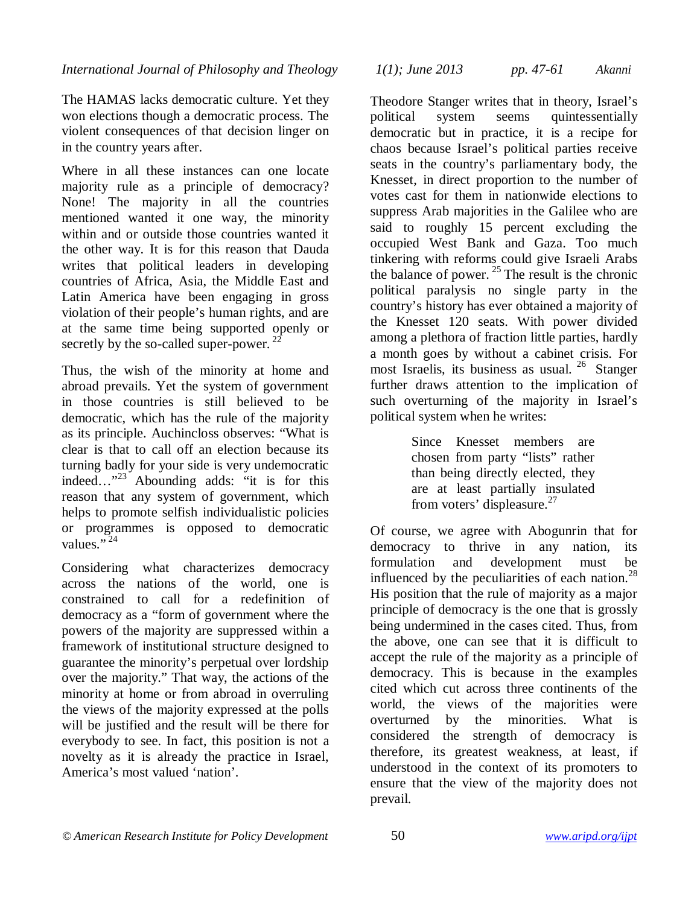The HAMAS lacks democratic culture. Yet they won elections though a democratic process. The violent consequences of that decision linger on in the country years after.

Where in all these instances can one locate majority rule as a principle of democracy? None! The majority in all the countries mentioned wanted it one way, the minority within and or outside those countries wanted it the other way. It is for this reason that Dauda writes that political leaders in developing countries of Africa, Asia, the Middle East and Latin America have been engaging in gross violation of their people's human rights, and are at the same time being supported openly or secretly by the so-called super-power. [22]

Thus, the wish of the minority at home and abroad prevails. Yet the system of government in those countries is still believed to be democratic, which has the rule of the majority as its principle. Auchincloss observes: "What is clear is that to call off an election because its turning badly for your side is very undemocratic indeed…"[23] Abounding adds: "it is for this reason that any system of government, which helps to promote selfish individualistic policies or programmes is opposed to democratic values." [24]

Considering what characterizes democracy across the nations of the world, one is constrained to call for a redefinition of democracy as a "form of government where the powers of the majority are suppressed within a framework of institutional structure designed to guarantee the minority's perpetual over lordship over the majority." That way, the actions of the minority at home or from abroad in overruling the views of the majority expressed at the polls will be justified and the result will be there for everybody to see. In fact, this position is not a novelty as it is already the practice in Israel, America's most valued 'nation'.

Theodore Stanger writes that in theory, Israel's political system seems quintessentially democratic but in practice, it is a recipe for chaos because Israel's political parties receive seats in the country's parliamentary body, the Knesset, in direct proportion to the number of votes cast for them in nationwide elections to suppress Arab majorities in the Galilee who are said to roughly 15 percent excluding the occupied West Bank and Gaza. Too much tinkering with reforms could give Israeli Arabs the balance of power. [25] The result is the chronic political paralysis no single party in the country's history has ever obtained a majority of the Knesset 120 seats. With power divided among a plethora of fraction little parties, hardly a month goes by without a cabinet crisis. For most Israelis, its business as usual. [26] Stanger further draws attention to the implication of such overturning of the majority in Israel's political system when he writes:

> Since Knesset members are chosen from party "lists" rather than being directly elected, they are at least partially insulated from voters' displeasure.[27]

Of course, we agree with Abogunrin that for democracy to thrive in any nation, its formulation and development must be influenced by the peculiarities of each nation.[28] His position that the rule of majority as a major principle of democracy is the one that is grossly being undermined in the cases cited. Thus, from the above, one can see that it is difficult to accept the rule of the majority as a principle of democracy. This is because in the examples cited which cut across three continents of the world, the views of the majorities were overturned by the minorities. What is considered the strength of democracy is therefore, its greatest weakness, at least, if understood in the context of its promoters to ensure that the view of the majority does not prevail.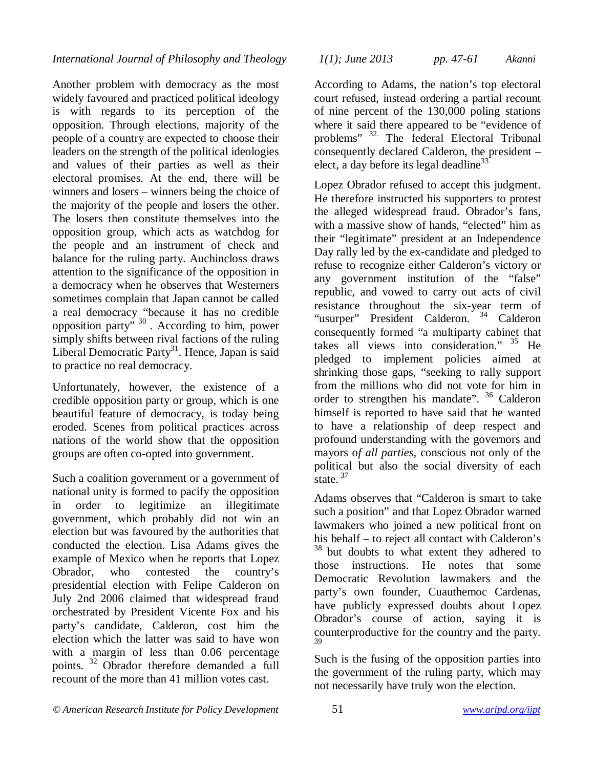Another problem with democracy as the most widely favoured and practiced political ideology is with regards to its perception of the opposition. Through elections, majority of the people of a country are expected to choose their leaders on the strength of the political ideologies and values of their parties as well as their electoral promises. At the end, there will be winners and losers – winners being the choice of the majority of the people and losers the other. The losers then constitute themselves into the opposition group, which acts as watchdog for the people and an instrument of check and balance for the ruling party. Auchincloss draws attention to the significance of the opposition in a democracy when he observes that Westerners sometimes complain that Japan cannot be called a real democracy "because it has no credible opposition party" [30] . According to him, power simply shifts between rival factions of the ruling Liberal Democratic Party[31]. Hence, Japan is said to practice no real democracy.

Unfortunately, however, the existence of a credible opposition party or group, which is one beautiful feature of democracy, is today being eroded. Scenes from political practices across nations of the world show that the opposition groups are often co-opted into government.

Such a coalition government or a government of national unity is formed to pacify the opposition in order to legitimize an illegitimate government, which probably did not win an election but was favoured by the authorities that conducted the election. Lisa Adams gives the example of Mexico when he reports that Lopez Obrador, who contested the country's presidential election with Felipe Calderon on July 2nd 2006 claimed that widespread fraud orchestrated by President Vicente Fox and his party's candidate, Calderon, cost him the election which the latter was said to have won with a margin of less than 0.06 percentage points. [32] Obrador therefore demanded a full recount of the more than 41 million votes cast.

According to Adams, the nation's top electoral court refused, instead ordering a partial recount of nine percent of the 130,000 poling stations where it said there appeared to be "evidence of problems" [32]. The federal Electoral Tribunal consequently declared Calderon, the president – elect, a day before its legal deadline[33]

Lopez Obrador refused to accept this judgment. He therefore instructed his supporters to protest the alleged widespread fraud. Obrador's fans, with a massive show of hands, "elected" him as their "legitimate" president at an Independence Day rally led by the ex-candidate and pledged to refuse to recognize either Calderon's victory or any government institution of the "false" republic, and vowed to carry out acts of civil resistance throughout the six-year term of "usurper" President Calderon. [34] Calderon consequently formed "a multiparty cabinet that takes all views into consideration." [35] He pledged to implement policies aimed at shrinking those gaps, "seeking to rally support from the millions who did not vote for him in order to strengthen his mandate". [36] Calderon himself is reported to have said that he wanted to have a relationship of deep respect and profound understanding with the governors and mayors o*f all parties,* conscious not only of the political but also the social diversity of each state. [37]

Adams observes that "Calderon is smart to take such a position" and that Lopez Obrador warned lawmakers who joined a new political front on his behalf – to reject all contact with Calderon's [38] but doubts to what extent they adhered to those instructions. He notes that some Democratic Revolution lawmakers and the party's own founder, Cuauthemoc Cardenas, have publicly expressed doubts about Lopez Obrador's course of action, saying it is counterproductive for the country and the party. [39]

Such is the fusing of the opposition parties into the government of the ruling party, which may not necessarily have truly won the election.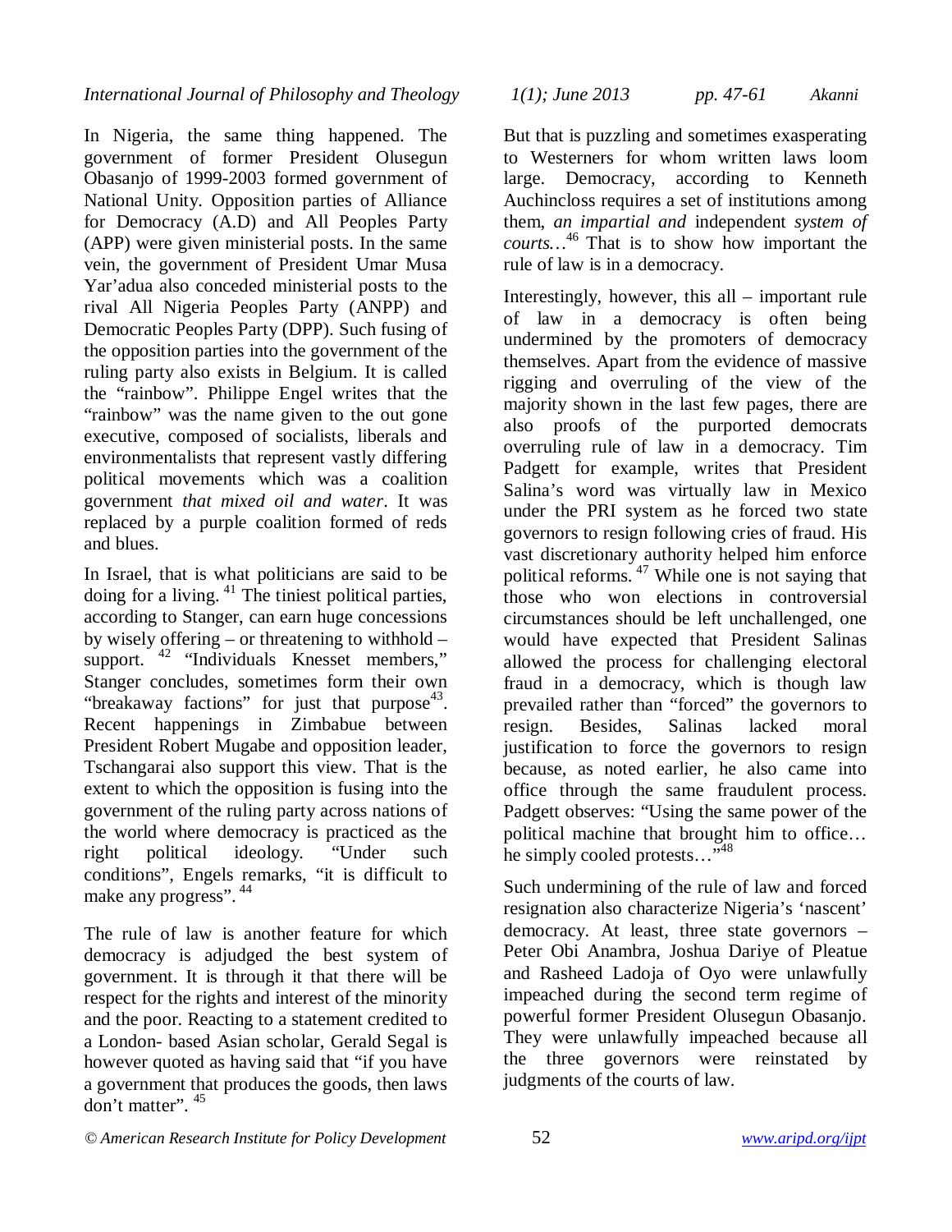In Nigeria, the same thing happened. The government of former President Olusegun Obasanjo of 1999-2003 formed government of National Unity. Opposition parties of Alliance for Democracy (A.D) and All Peoples Party (APP) were given ministerial posts. In the same vein, the government of President Umar Musa Yar'adua also conceded ministerial posts to the rival All Nigeria Peoples Party (ANPP) and Democratic Peoples Party (DPP). Such fusing of the opposition parties into the government of the ruling party also exists in Belgium. It is called the "rainbow". Philippe Engel writes that the "rainbow" was the name given to the out gone executive, composed of socialists, liberals and environmentalists that represent vastly differing political movements which was a coalition government *that mixed oil and water*. It was replaced by a purple coalition formed of reds and blues.

In Israel, that is what politicians are said to be doing for a living. [41] The tiniest political parties, according to Stanger, can earn huge concessions by wisely offering – or threatening to withhold – support. [42] "Individuals Knesset members," Stanger concludes, sometimes form their own "breakaway factions" for just that purpose[43]. Recent happenings in Zimbabue between President Robert Mugabe and opposition leader, Tschangarai also support this view. That is the extent to which the opposition is fusing into the government of the ruling party across nations of the world where democracy is practiced as the right political ideology. "Under such conditions", Engels remarks, "it is difficult to make any progress". [44]

The rule of law is another feature for which democracy is adjudged the best system of government. It is through it that there will be respect for the rights and interest of the minority and the poor. Reacting to a statement credited to a London- based Asian scholar, Gerald Segal is however quoted as having said that "if you have a government that produces the goods, then laws don't matter". [45]

But that is puzzling and sometimes exasperating to Westerners for whom written laws loom large. Democracy, according to Kenneth Auchincloss requires a set of institutions among them, *an impartial and* independent *system of courts…*[46] That is to show how important the rule of law is in a democracy.

Interestingly, however, this all – important rule of law in a democracy is often being undermined by the promoters of democracy themselves. Apart from the evidence of massive rigging and overruling of the view of the majority shown in the last few pages, there are also proofs of the purported democrats overruling rule of law in a democracy. Tim Padgett for example, writes that President Salina's word was virtually law in Mexico under the PRI system as he forced two state governors to resign following cries of fraud. His vast discretionary authority helped him enforce political reforms. [47] While one is not saying that those who won elections in controversial circumstances should be left unchallenged, one would have expected that President Salinas allowed the process for challenging electoral fraud in a democracy, which is though law prevailed rather than "forced" the governors to resign. Besides, Salinas lacked moral justification to force the governors to resign because, as noted earlier, he also came into office through the same fraudulent process. Padgett observes: "Using the same power of the political machine that brought him to office… he simply cooled protests…"[48]

Such undermining of the rule of law and forced resignation also characterize Nigeria's 'nascent' democracy. At least, three state governors – Peter Obi Anambra, Joshua Dariye of Pleatue and Rasheed Ladoja of Oyo were unlawfully impeached during the second term regime of powerful former President Olusegun Obasanjo. They were unlawfully impeached because all the three governors were reinstated by judgments of the courts of law.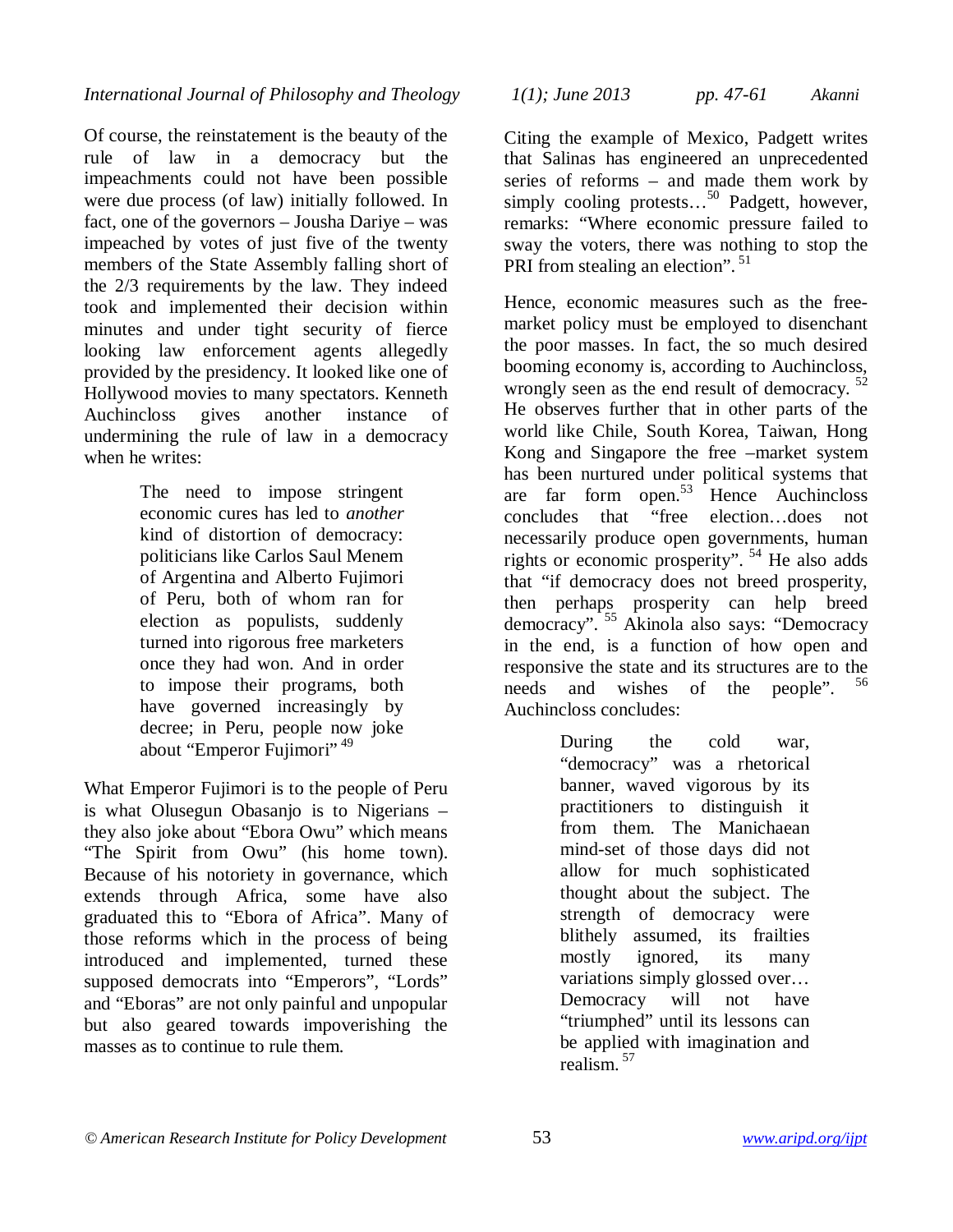Of course, the reinstatement is the beauty of the rule of law in a democracy but the impeachments could not have been possible were due process (of law) initially followed. In fact, one of the governors – Jousha Dariye – was impeached by votes of just five of the twenty members of the State Assembly falling short of the 2/3 requirements by the law. They indeed took and implemented their decision within minutes and under tight security of fierce looking law enforcement agents allegedly provided by the presidency. It looked like one of Hollywood movies to many spectators. Kenneth Auchincloss gives another instance of undermining the rule of law in a democracy when he writes:

> The need to impose stringent economic cures has led to *another* kind of distortion of democracy: politicians like Carlos Saul Menem of Argentina and Alberto Fujimori of Peru, both of whom ran for election as populists, suddenly turned into rigorous free marketers once they had won. And in order to impose their programs, both have governed increasingly by decree; in Peru, people now joke about "Emperor Fujimori" [49]

What Emperor Fujimori is to the people of Peru is what Olusegun Obasanjo is to Nigerians – they also joke about "Ebora Owu" which means "The Spirit from Owu" (his home town). Because of his notoriety in governance, which extends through Africa, some have also graduated this to "Ebora of Africa". Many of those reforms which in the process of being introduced and implemented, turned these supposed democrats into "Emperors", "Lords" and "Eboras" are not only painful and unpopular but also geared towards impoverishing the masses as to continue to rule them.

Citing the example of Mexico, Padgett writes that Salinas has engineered an unprecedented series of reforms – and made them work by simply cooling protests…[50] Padgett, however, remarks: "Where economic pressure failed to sway the voters, there was nothing to stop the PRI from stealing an election". [51]

Hence, economic measures such as the free-market policy must be employed to disenchant the poor masses. In fact, the so much desired booming economy is, according to Auchincloss, wrongly seen as the end result of democracy. [52] He observes further that in other parts of the world like Chile, South Korea, Taiwan, Hong Kong and Singapore the free –market system has been nurtured under political systems that are far form open.[53] Hence Auchincloss concludes that "free election…does not necessarily produce open governments, human rights or economic prosperity". [54] He also adds that "if democracy does not breed prosperity, then perhaps prosperity can help breed democracy". [55] Akinola also says: "Democracy in the end, is a function of how open and responsive the state and its structures are to the needs and wishes of the people". [56] Auchincloss concludes:

> During the cold war, "democracy" was a rhetorical banner, waved vigorous by its practitioners to distinguish it from them. The Manichaean mind-set of those days did not allow for much sophisticated thought about the subject. The strength of democracy were blithely assumed, its frailties mostly ignored, its many variations simply glossed over… Democracy will not have "triumphed" until its lessons can be applied with imagination and realism. [57]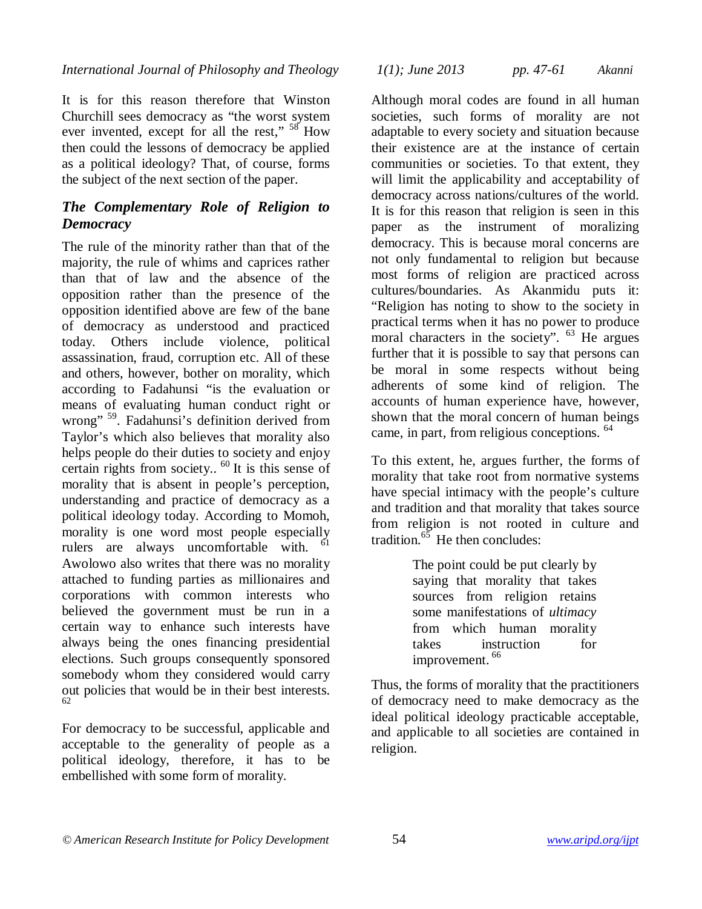It is for this reason therefore that Winston Churchill sees democracy as "the worst system ever invented, except for all the rest," [58] How then could the lessons of democracy be applied as a political ideology? That, of course, forms the subject of the next section of the paper.

## *The Complementary Role of Religion to Democracy*

The rule of the minority rather than that of the majority, the rule of whims and caprices rather than that of law and the absence of the opposition rather than the presence of the opposition identified above are few of the bane of democracy as understood and practiced today. Others include violence, political assassination, fraud, corruption etc. All of these and others, however, bother on morality, which according to Fadahunsi "is the evaluation or means of evaluating human conduct right or wrong" [59]. Fadahunsi's definition derived from Taylor's which also believes that morality also helps people do their duties to society and enjoy certain rights from society.. [60] It is this sense of morality that is absent in people's perception, understanding and practice of democracy as a political ideology today. According to Momoh, morality is one word most people especially rulers are always uncomfortable with. [61] Awolowo also writes that there was no morality attached to funding parties as millionaires and corporations with common interests who believed the government must be run in a certain way to enhance such interests have always being the ones financing presidential elections. Such groups consequently sponsored somebody whom they considered would carry out policies that would be in their best interests. [62]

For democracy to be successful, applicable and acceptable to the generality of people as a political ideology, therefore, it has to be embellished with some form of morality.

Although moral codes are found in all human societies, such forms of morality are not adaptable to every society and situation because their existence are at the instance of certain communities or societies. To that extent, they will limit the applicability and acceptability of democracy across nations/cultures of the world. It is for this reason that religion is seen in this paper as the instrument of moralizing democracy. This is because moral concerns are not only fundamental to religion but because most forms of religion are practiced across cultures/boundaries. As Akanmidu puts it: "Religion has noting to show to the society in practical terms when it has no power to produce moral characters in the society". [63] He argues further that it is possible to say that persons can be moral in some respects without being adherents of some kind of religion. The accounts of human experience have, however, shown that the moral concern of human beings came, in part, from religious conceptions. [64]

To this extent, he, argues further, the forms of morality that take root from normative systems have special intimacy with the people's culture and tradition and that morality that takes source from religion is not rooted in culture and tradition.[65] He then concludes:

> The point could be put clearly by saying that morality that takes sources from religion retains some manifestations of *ultimacy* from which human morality takes instruction for improvement. [66]

Thus, the forms of morality that the practitioners of democracy need to make democracy as the ideal political ideology practicable acceptable, and applicable to all societies are contained in religion.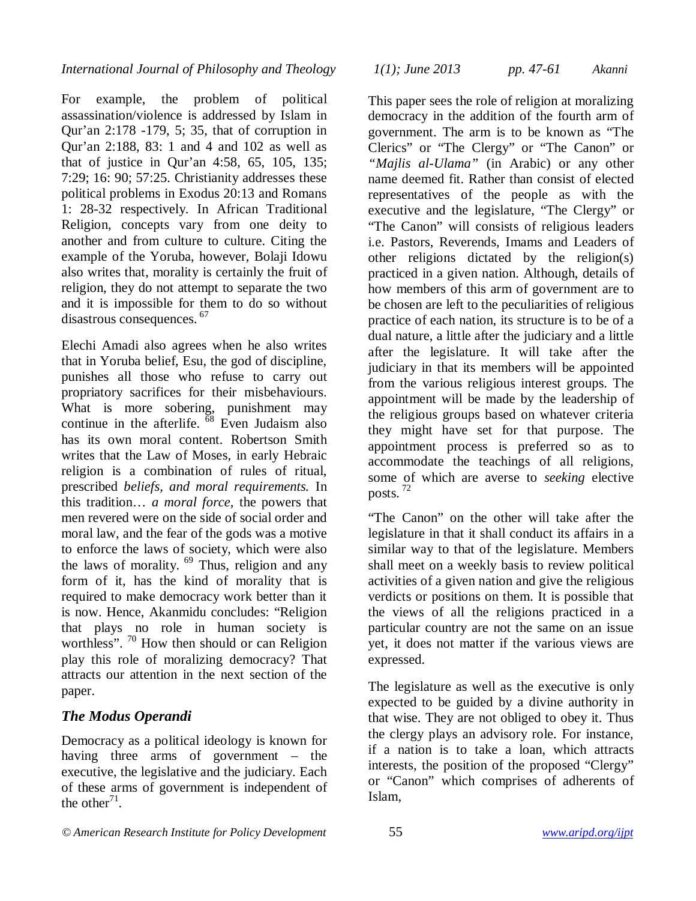For example, the problem of political assassination/violence is addressed by Islam in Qur'an 2:178 -179, 5; 35, that of corruption in Qur'an 2:188, 83: 1 and 4 and 102 as well as that of justice in Qur'an 4:58, 65, 105, 135; 7:29; 16: 90; 57:25. Christianity addresses these political problems in Exodus 20:13 and Romans 1: 28-32 respectively. In African Traditional Religion, concepts vary from one deity to another and from culture to culture. Citing the example of the Yoruba, however, Bolaji Idowu also writes that, morality is certainly the fruit of religion, they do not attempt to separate the two and it is impossible for them to do so without disastrous consequences. [67]

Elechi Amadi also agrees when he also writes that in Yoruba belief, Esu, the god of discipline, punishes all those who refuse to carry out propriatory sacrifices for their misbehaviours. What is more sobering, punishment may continue in the afterlife. [68] Even Judaism also has its own moral content. Robertson Smith writes that the Law of Moses, in early Hebraic religion is a combination of rules of ritual, prescribed *beliefs, and moral requirements.* In this tradition… *a moral force,* the powers that men revered were on the side of social order and moral law, and the fear of the gods was a motive to enforce the laws of society, which were also the laws of morality. [69] Thus, religion and any form of it, has the kind of morality that is required to make democracy work better than it is now. Hence, Akanmidu concludes: "Religion that plays no role in human society is worthless". [70] How then should or can Religion play this role of moralizing democracy? That attracts our attention in the next section of the paper.

### *The Modus Operandi*

Democracy as a political ideology is known for having three arms of government – the executive, the legislative and the judiciary. Each of these arms of government is independent of the other[71].

This paper sees the role of religion at moralizing democracy in the addition of the fourth arm of government. The arm is to be known as "The Clerics" or "The Clergy" or "The Canon" or *"Majlis al-Ulama"* (in Arabic) or any other name deemed fit. Rather than consist of elected representatives of the people as with the executive and the legislature, "The Clergy" or "The Canon" will consists of religious leaders i.e. Pastors, Reverends, Imams and Leaders of other religions dictated by the religion(s) practiced in a given nation. Although, details of how members of this arm of government are to be chosen are left to the peculiarities of religious practice of each nation, its structure is to be of a dual nature, a little after the judiciary and a little after the legislature. It will take after the judiciary in that its members will be appointed from the various religious interest groups. The appointment will be made by the leadership of the religious groups based on whatever criteria they might have set for that purpose. The appointment process is preferred so as to accommodate the teachings of all religions, some of which are averse to *seeking* elective posts. [72]

"The Canon" on the other will take after the legislature in that it shall conduct its affairs in a similar way to that of the legislature. Members shall meet on a weekly basis to review political activities of a given nation and give the religious verdicts or positions on them. It is possible that the views of all the religions practiced in a particular country are not the same on an issue yet, it does not matter if the various views are expressed.

The legislature as well as the executive is only expected to be guided by a divine authority in that wise. They are not obliged to obey it. Thus the clergy plays an advisory role. For instance, if a nation is to take a loan, which attracts interests, the position of the proposed "Clergy" or "Canon" which comprises of adherents of Islam,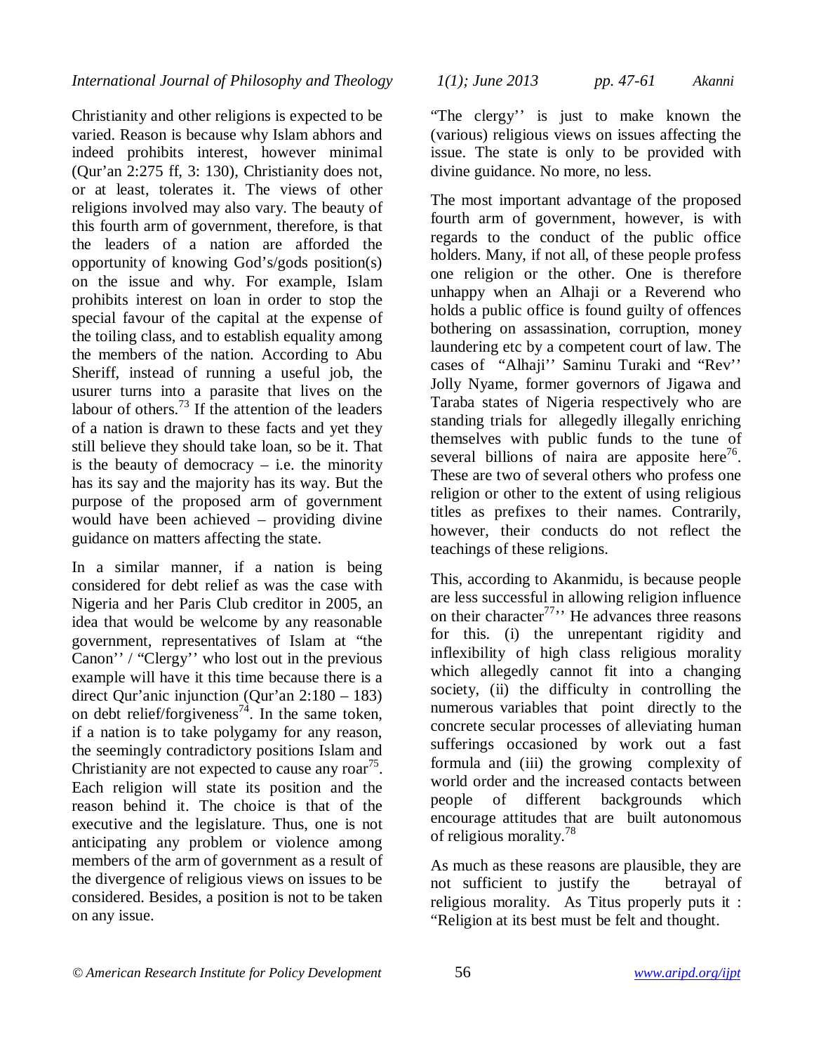Christianity and other religions is expected to be varied. Reason is because why Islam abhors and indeed prohibits interest, however minimal (Qur'an 2:275 ff, 3: 130), Christianity does not, or at least, tolerates it. The views of other religions involved may also vary. The beauty of this fourth arm of government, therefore, is that the leaders of a nation are afforded the opportunity of knowing God's/gods position(s) on the issue and why. For example, Islam prohibits interest on loan in order to stop the special favour of the capital at the expense of the toiling class, and to establish equality among the members of the nation. According to Abu Sheriff, instead of running a useful job, the usurer turns into a parasite that lives on the labour of others.[73] If the attention of the leaders of a nation is drawn to these facts and yet they still believe they should take loan, so be it. That is the beauty of democracy – i.e. the minority has its say and the majority has its way. But the purpose of the proposed arm of government would have been achieved – providing divine guidance on matters affecting the state.

In a similar manner, if a nation is being considered for debt relief as was the case with Nigeria and her Paris Club creditor in 2005, an idea that would be welcome by any reasonable government, representatives of Islam at "the Canon'' / "Clergy'' who lost out in the previous example will have it this time because there is a direct Qur'anic injunction (Qur'an 2:180 – 183) on debt relief/forgiveness[74]. In the same token, if a nation is to take polygamy for any reason, the seemingly contradictory positions Islam and Christianity are not expected to cause any roar[75]. Each religion will state its position and the reason behind it. The choice is that of the executive and the legislature. Thus, one is not anticipating any problem or violence among members of the arm of government as a result of the divergence of religious views on issues to be considered. Besides, a position is not to be taken on any issue.

"The clergy'' is just to make known the (various) religious views on issues affecting the issue. The state is only to be provided with divine guidance. No more, no less.

The most important advantage of the proposed fourth arm of government, however, is with regards to the conduct of the public office holders. Many, if not all, of these people profess one religion or the other. One is therefore unhappy when an Alhaji or a Reverend who holds a public office is found guilty of offences bothering on assassination, corruption, money laundering etc by a competent court of law. The cases of "Alhaji'' Saminu Turaki and "Rev'' Jolly Nyame, former governors of Jigawa and Taraba states of Nigeria respectively who are standing trials for allegedly illegally enriching themselves with public funds to the tune of several billions of naira are apposite here[76]. These are two of several others who profess one religion or other to the extent of using religious titles as prefixes to their names. Contrarily, however, their conducts do not reflect the teachings of these religions.

This, according to Akanmidu, is because people are less successful in allowing religion influence on their character[77]'' He advances three reasons for this. (i) the unrepentant rigidity and inflexibility of high class religious morality which allegedly cannot fit into a changing society, (ii) the difficulty in controlling the numerous variables that point directly to the concrete secular processes of alleviating human sufferings occasioned by work out a fast formula and (iii) the growing complexity of world order and the increased contacts between people of different backgrounds which encourage attitudes that are built autonomous of religious morality.[78]

As much as these reasons are plausible, they are not sufficient to justify the betrayal of religious morality. As Titus properly puts it : "Religion at its best must be felt and thought.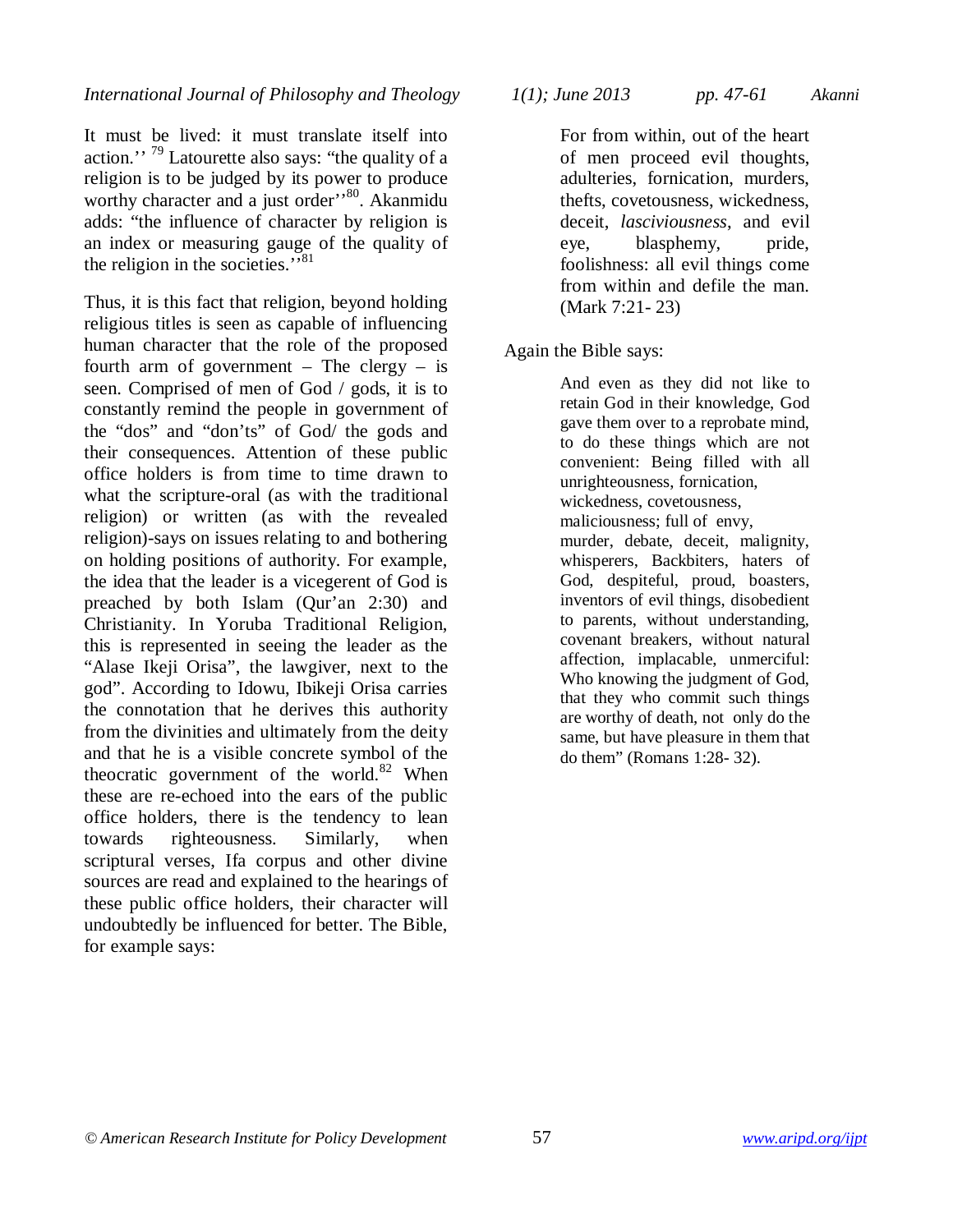It must be lived: it must translate itself into action.'' [79] Latourette also says: "the quality of a religion is to be judged by its power to produce worthy character and a just order''[80]. Akanmidu adds: "the influence of character by religion is an index or measuring gauge of the quality of the religion in the societies.''[81]

Thus, it is this fact that religion, beyond holding religious titles is seen as capable of influencing human character that the role of the proposed fourth arm of government – The clergy – is seen. Comprised of men of God / gods, it is to constantly remind the people in government of the "dos" and "don'ts" of God/ the gods and their consequences. Attention of these public office holders is from time to time drawn to what the scripture-oral (as with the traditional religion) or written (as with the revealed religion)-says on issues relating to and bothering on holding positions of authority. For example, the idea that the leader is a vicegerent of God is preached by both Islam (Qur'an 2:30) and Christianity. In Yoruba Traditional Religion, this is represented in seeing the leader as the "Alase Ikeji Orisa", the lawgiver, next to the god". According to Idowu, Ibikeji Orisa carries the connotation that he derives this authority from the divinities and ultimately from the deity and that he is a visible concrete symbol of the theocratic government of the world.[82] When these are re-echoed into the ears of the public office holders, there is the tendency to lean towards righteousness. Similarly, when scriptural verses, Ifa corpus and other divine sources are read and explained to the hearings of these public office holders, their character will undoubtedly be influenced for better. The Bible, for example says:

> For from within, out of the heart of men proceed evil thoughts, adulteries, fornication, murders, thefts, covetousness, wickedness, deceit, *lasciviousness*, and evil eye, blasphemy, pride, foolishness: all evil things come from within and defile the man. (Mark 7:21- 23)

Again the Bible says:

> And even as they did not like to retain God in their knowledge, God gave them over to a reprobate mind, to do these things which are not convenient: Being filled with all unrighteousness, fornication, wickedness, covetousness, maliciousness; full of envy, murder, debate, deceit, malignity, whisperers, Backbiters, haters of God, despiteful, proud, boasters, inventors of evil things, disobedient to parents, without understanding, covenant breakers, without natural affection, implacable, unmerciful: Who knowing the judgment of God, that they who commit such things are worthy of death, not only do the same, but have pleasure in them that do them" (Romans 1:28- 32).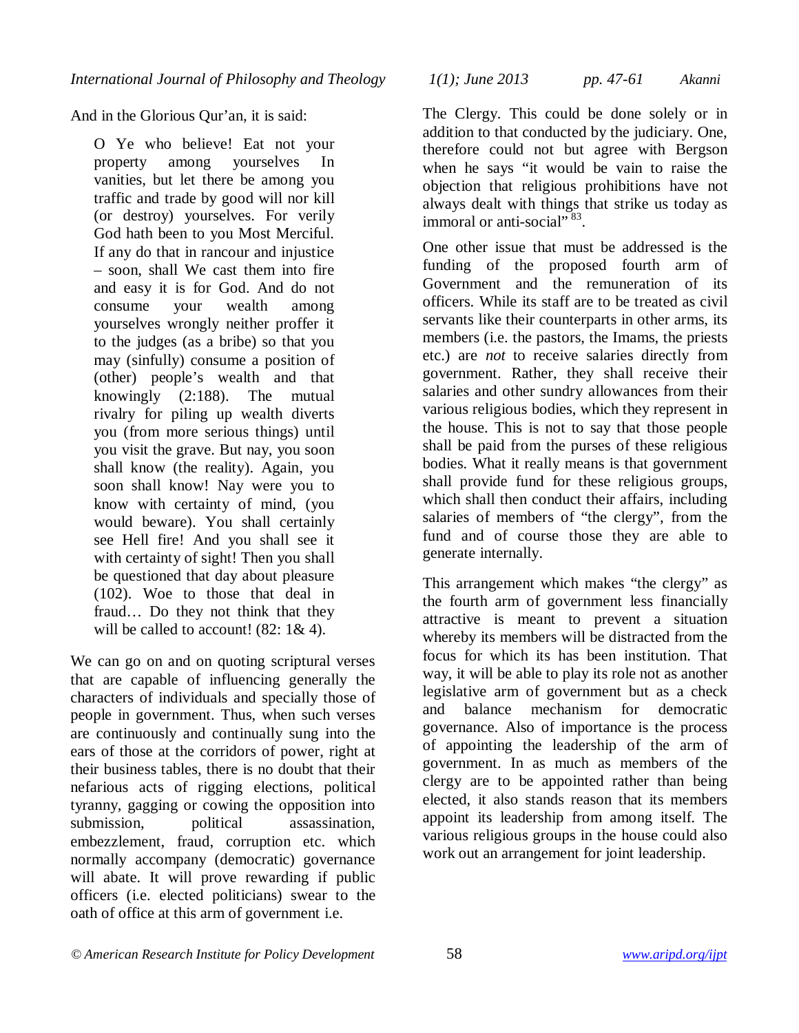And in the Glorious Qur'an, it is said:

> O Ye who believe! Eat not your property among yourselves In vanities, but let there be among you traffic and trade by good will nor kill (or destroy) yourselves. For verily God hath been to you Most Merciful. If any do that in rancour and injustice – soon, shall We cast them into fire and easy it is for God. And do not consume your wealth among yourselves wrongly neither proffer it to the judges (as a bribe) so that you may (sinfully) consume a position of (other) people's wealth and that knowingly (2:188). The mutual rivalry for piling up wealth diverts you (from more serious things) until you visit the grave. But nay, you soon shall know (the reality). Again, you soon shall know! Nay were you to know with certainty of mind, (you would beware). You shall certainly see Hell fire! And you shall see it with certainty of sight! Then you shall be questioned that day about pleasure (102). Woe to those that deal in fraud… Do they not think that they will be called to account! (82: 1& 4).

We can go on and on quoting scriptural verses that are capable of influencing generally the characters of individuals and specially those of people in government. Thus, when such verses are continuously and continually sung into the ears of those at the corridors of power, right at their business tables, there is no doubt that their nefarious acts of rigging elections, political tyranny, gagging or cowing the opposition into submission, political assassination, embezzlement, fraud, corruption etc. which normally accompany (democratic) governance will abate. It will prove rewarding if public officers (i.e. elected politicians) swear to the oath of office at this arm of government i.e. The Clergy. This could be done solely or in addition to that conducted by the judiciary. One, therefore could not but agree with Bergson when he says "it would be vain to raise the objection that religious prohibitions have not always dealt with things that strike us today as immoral or anti-social"[83].

One other issue that must be addressed is the funding of the proposed fourth arm of Government and the remuneration of its officers. While its staff are to be treated as civil servants like their counterparts in other arms, its members (i.e. the pastors, the Imams, the priests etc.) are *not* to receive salaries directly from government. Rather, they shall receive their salaries and other sundry allowances from their various religious bodies, which they represent in the house. This is not to say that those people shall be paid from the purses of these religious bodies. What it really means is that government shall provide fund for these religious groups, which shall then conduct their affairs, including salaries of members of "the clergy", from the fund and of course those they are able to generate internally.

This arrangement which makes "the clergy" as the fourth arm of government less financially attractive is meant to prevent a situation whereby its members will be distracted from the focus for which its has been institution. That way, it will be able to play its role not as another legislative arm of government but as a check and balance mechanism for democratic governance. Also of importance is the process of appointing the leadership of the arm of government. In as much as members of the clergy are to be appointed rather than being elected, it also stands reason that its members appoint its leadership from among itself. The various religious groups in the house could also work out an arrangement for joint leadership.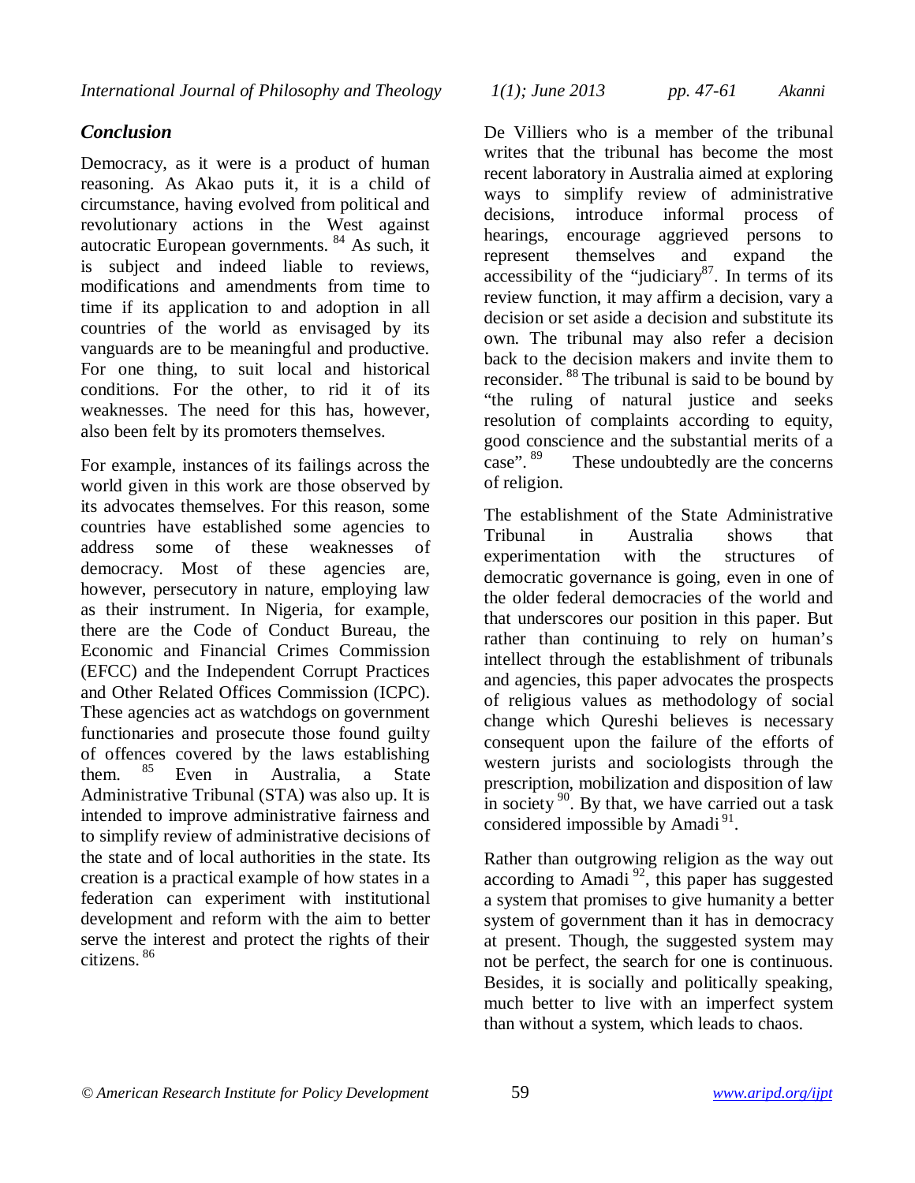## *Conclusion*

Democracy, as it were is a product of human reasoning. As Akao puts it, it is a child of circumstance, having evolved from political and revolutionary actions in the West against autocratic European governments. [84] As such, it is subject and indeed liable to reviews, modifications and amendments from time to time if its application to and adoption in all countries of the world as envisaged by its vanguards are to be meaningful and productive. For one thing, to suit local and historical conditions. For the other, to rid it of its weaknesses. The need for this has, however, also been felt by its promoters themselves.

For example, instances of its failings across the world given in this work are those observed by its advocates themselves. For this reason, some countries have established some agencies to address some of these weaknesses of democracy. Most of these agencies are, however, persecutory in nature, employing law as their instrument. In Nigeria, for example, there are the Code of Conduct Bureau, the Economic and Financial Crimes Commission (EFCC) and the Independent Corrupt Practices and Other Related Offices Commission (ICPC). These agencies act as watchdogs on government functionaries and prosecute those found guilty of offences covered by the laws establishing them. [85] Even in Australia, a State Administrative Tribunal (STA) was also up. It is intended to improve administrative fairness and to simplify review of administrative decisions of the state and of local authorities in the state. Its creation is a practical example of how states in a federation can experiment with institutional development and reform with the aim to better serve the interest and protect the rights of their citizens. [86]

De Villiers who is a member of the tribunal writes that the tribunal has become the most recent laboratory in Australia aimed at exploring ways to simplify review of administrative decisions, introduce informal process of hearings, encourage aggrieved persons to represent themselves and expand the accessibility of the "judiciary[87]. In terms of its review function, it may affirm a decision, vary a decision or set aside a decision and substitute its own. The tribunal may also refer a decision back to the decision makers and invite them to reconsider. [88] The tribunal is said to be bound by "the ruling of natural justice and seeks resolution of complaints according to equity, good conscience and the substantial merits of a case". [89] These undoubtedly are the concerns of religion.

The establishment of the State Administrative Tribunal in Australia shows that experimentation with the structures of democratic governance is going, even in one of the older federal democracies of the world and that underscores our position in this paper. But rather than continuing to rely on human's intellect through the establishment of tribunals and agencies, this paper advocates the prospects of religious values as methodology of social change which Qureshi believes is necessary consequent upon the failure of the efforts of western jurists and sociologists through the prescription, mobilization and disposition of law in society [90]. By that, we have carried out a task considered impossible by Amadi [91].

Rather than outgrowing religion as the way out according to Amadi [92], this paper has suggested a system that promises to give humanity a better system of government than it has in democracy at present. Though, the suggested system may not be perfect, the search for one is continuous. Besides, it is socially and politically speaking, much better to live with an imperfect system than without a system, which leads to chaos.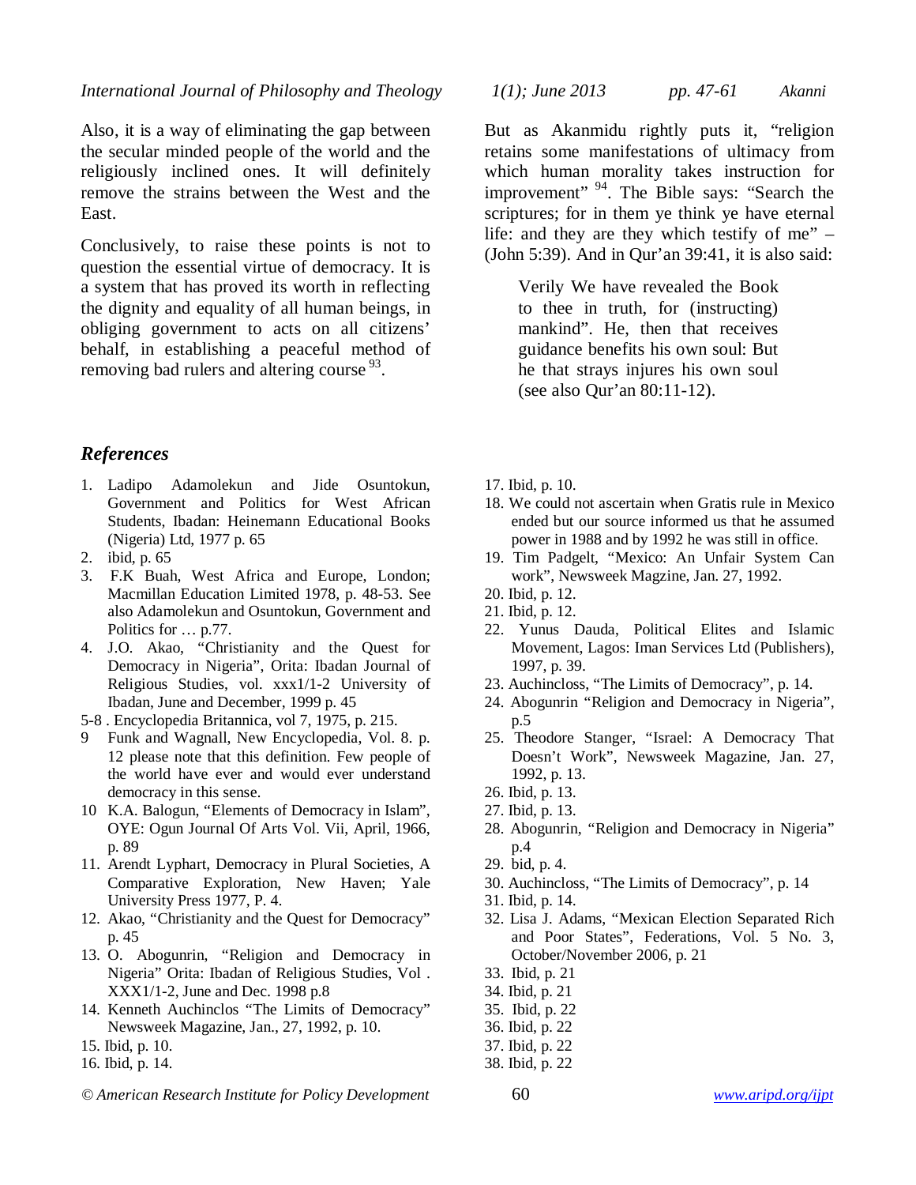Also, it is a way of eliminating the gap between the secular minded people of the world and the religiously inclined ones. It will definitely remove the strains between the West and the East.

Conclusively, to raise these points is not to question the essential virtue of democracy. It is a system that has proved its worth in reflecting the dignity and equality of all human beings, in obliging government to acts on all citizens' behalf, in establishing a peaceful method of removing bad rulers and altering course [93].

But as Akanmidu rightly puts it, "religion retains some manifestations of ultimacy from which human morality takes instruction for improvement" [94]. The Bible says: "Search the scriptures; for in them ye think ye have eternal life: and they are they which testify of me" – (John 5:39). And in Qur'an 39:41, it is also said:

> Verily We have revealed the Book to thee in truth, for (instructing) mankind". He, then that receives guidance benefits his own soul: But he that strays injures his own soul (see also Qur'an 80:11-12).

## References

1. Ladipo Adamolekun and Jide Osuntokun, Government and Politics for West African Students, Ibadan: Heinemann Educational Books (Nigeria) Ltd, 1977 p. 65
2. ibid, p. 65
3. F.K Buah, West Africa and Europe, London; Macmillan Education Limited 1978, p. 48-53. See also Adamolekun and Osuntokun, Government and Politics for … p.77.
4. J.O. Akao, "Christianity and the Quest for Democracy in Nigeria", Orita: Ibadan Journal of Religious Studies, vol. xxx1/1-2 University of Ibadan, June and December, 1999 p. 45

5-8 . Encyclopedia Britannica, vol 7, 1975, p. 215.

9. Funk and Wagnall, New Encyclopedia, Vol. 8. p. 12 please note that this definition. Few people of the world have ever and would ever understand democracy in this sense.
10. K.A. Balogun, "Elements of Democracy in Islam", OYE: Ogun Journal Of Arts Vol. Vii, April, 1966, p. 89
11. Arendt Lyphart, Democracy in Plural Societies, A Comparative Exploration, New Haven; Yale University Press 1977, P. 4.
12. Akao, "Christianity and the Quest for Democracy" p. 45
13. O. Abogunrin, "Religion and Democracy in Nigeria" Orita: Ibadan of Religious Studies, Vol . XXX1/1-2, June and Dec. 1998 p.8
14. Kenneth Auchinclos "The Limits of Democracy" Newsweek Magazine, Jan., 27, 1992, p. 10.
15. Ibid, p. 10.
16. Ibid, p. 14.
17. Ibid, p. 10.
18. We could not ascertain when Gratis rule in Mexico ended but our source informed us that he assumed power in 1988 and by 1992 he was still in office.
19. Tim Padgelt, "Mexico: An Unfair System Can work", Newsweek Magzine, Jan. 27, 1992.
20. Ibid, p. 12.
21. Ibid, p. 12.
22. Yunus Dauda, Political Elites and Islamic Movement, Lagos: Iman Services Ltd (Publishers), 1997, p. 39.
23. Auchincloss, "The Limits of Democracy", p. 14.
24. Abogunrin "Religion and Democracy in Nigeria", p.5
25. Theodore Stanger, "Israel: A Democracy That Doesn't Work", Newsweek Magazine, Jan. 27, 1992, p. 13.
26. Ibid, p. 13.
27. Ibid, p. 13.
28. Abogunrin, "Religion and Democracy in Nigeria" p.4
29. bid, p. 4.
30. Auchincloss, "The Limits of Democracy", p. 14
31. Ibid, p. 14.
32. Lisa J. Adams, "Mexican Election Separated Rich and Poor States", Federations, Vol. 5 No. 3, October/November 2006, p. 21
33. Ibid, p. 21
34. Ibid, p. 21
35. Ibid, p. 22
36. Ibid, p. 22
37. Ibid, p. 22
38. Ibid, p. 22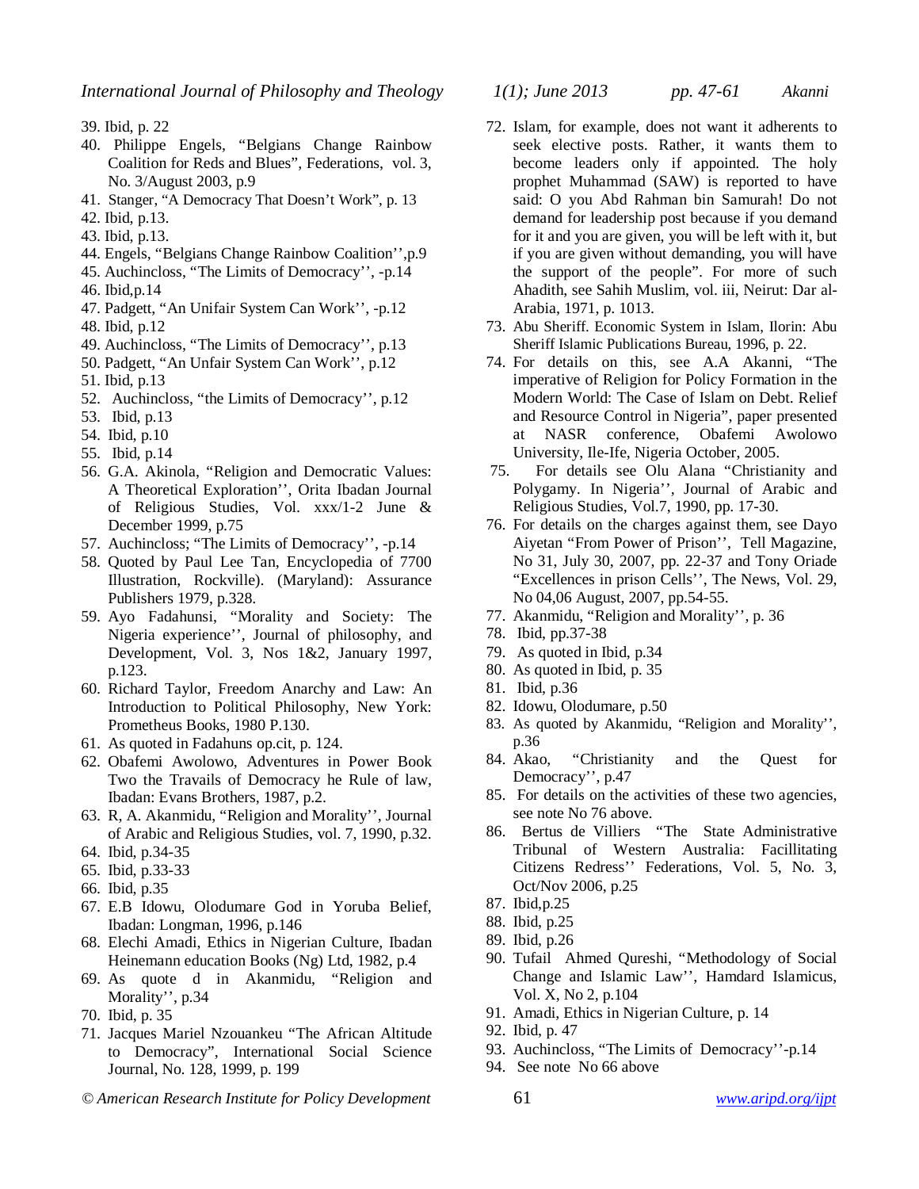39. Ibid, p. 22
40. Philippe Engels, "Belgians Change Rainbow Coalition for Reds and Blues", Federations, vol. 3, No. 3/August 2003, p.9
41. Stanger, "A Democracy That Doesn't Work", p. 13
42. Ibid, p.13.
43. Ibid, p.13.
44. Engels, "Belgians Change Rainbow Coalition'',p.9
45. Auchincloss, "The Limits of Democracy'', -p.14
46. Ibid,p.14
47. Padgett, "An Unifair System Can Work'', -p.12
48. Ibid, p.12
49. Auchincloss, "The Limits of Democracy'', p.13
50. Padgett, "An Unfair System Can Work'', p.12
51. Ibid, p.13
52. Auchincloss, "the Limits of Democracy'', p.12
53. Ibid, p.13
54. Ibid, p.10
55. Ibid, p.14
56. G.A. Akinola, "Religion and Democratic Values: A Theoretical Exploration'', Orita Ibadan Journal of Religious Studies, Vol. xxx/1-2 June & December 1999, p.75
57. Auchincloss; "The Limits of Democracy'', -p.14
58. Quoted by Paul Lee Tan, Encyclopedia of 7700 Illustration, Rockville). (Maryland): Assurance Publishers 1979, p.328.
59. Ayo Fadahunsi, "Morality and Society: The Nigeria experience'', Journal of philosophy, and Development, Vol. 3, Nos 1&2, January 1997, p.123.
60. Richard Taylor, Freedom Anarchy and Law: An Introduction to Political Philosophy, New York: Prometheus Books, 1980 P.130.
61. As quoted in Fadahuns op.cit, p. 124.
62. Obafemi Awolowo, Adventures in Power Book Two the Travails of Democracy he Rule of law, Ibadan: Evans Brothers, 1987, p.2.
63. R, A. Akanmidu, "Religion and Morality'', Journal of Arabic and Religious Studies, vol. 7, 1990, p.32.
64. Ibid, p.34-35
65. Ibid, p.33-33
66. Ibid, p.35
67. E.B Idowu, Olodumare God in Yoruba Belief, Ibadan: Longman, 1996, p.146
68. Elechi Amadi, Ethics in Nigerian Culture, Ibadan Heinemann education Books (Ng) Ltd, 1982, p.4
69. As quote d in Akanmidu, "Religion and Morality'', p.34
70. Ibid, p. 35
71. Jacques Mariel Nzouankeu "The African Altitude to Democracy", International Social Science Journal, No. 128, 1999, p. 199
72. Islam, for example, does not want it adherents to seek elective posts. Rather, it wants them to become leaders only if appointed. The holy prophet Muhammad (SAW) is reported to have said: O you Abd Rahman bin Samurah! Do not demand for leadership post because if you demand for it and you are given, you will be left with it, but if you are given without demanding, you will have the support of the people". For more of such Ahadith, see Sahih Muslim, vol. iii, Neirut: Dar al-Arabia, 1971, p. 1013.
73. Abu Sheriff. Economic System in Islam, Ilorin: Abu Sheriff Islamic Publications Bureau, 1996, p. 22.
74. For details on this, see A.A Akanni, "The imperative of Religion for Policy Formation in the Modern World: The Case of Islam on Debt. Relief and Resource Control in Nigeria", paper presented at NASR conference, Obafemi Awolowo University, Ile-Ife, Nigeria October, 2005.
75. For details see Olu Alana "Christianity and Polygamy. In Nigeria'', Journal of Arabic and Religious Studies, Vol.7, 1990, pp. 17-30.
76. For details on the charges against them, see Dayo Aiyetan "From Power of Prison'', Tell Magazine, No 31, July 30, 2007, pp. 22-37 and Tony Oriade "Excellences in prison Cells'', The News, Vol. 29, No 04,06 August, 2007, pp.54-55.
77. Akanmidu, "Religion and Morality'', p. 36
78. Ibid, pp.37-38
79. As quoted in Ibid, p.34
80. As quoted in Ibid, p. 35
81. Ibid, p.36
82. Idowu, Olodumare, p.50
83. As quoted by Akanmidu, "Religion and Morality'', p.36
84. Akao, "Christianity and the Quest for Democracy'', p.47
85. For details on the activities of these two agencies, see note No 76 above.
86. Bertus de Villiers "The State Administrative Tribunal of Western Australia: Facillitating Citizens Redress'' Federations, Vol. 5, No. 3, Oct/Nov 2006, p.25
87. Ibid,p.25
88. Ibid, p.25
89. Ibid, p.26
90. Tufail Ahmed Qureshi, "Methodology of Social Change and Islamic Law'', Hamdard Islamicus, Vol. X, No 2, p.104
91. Amadi, Ethics in Nigerian Culture, p. 14
92. Ibid, p. 47
93. Auchincloss, "The Limits of Democracy''-p.14
94. See note No 66 above